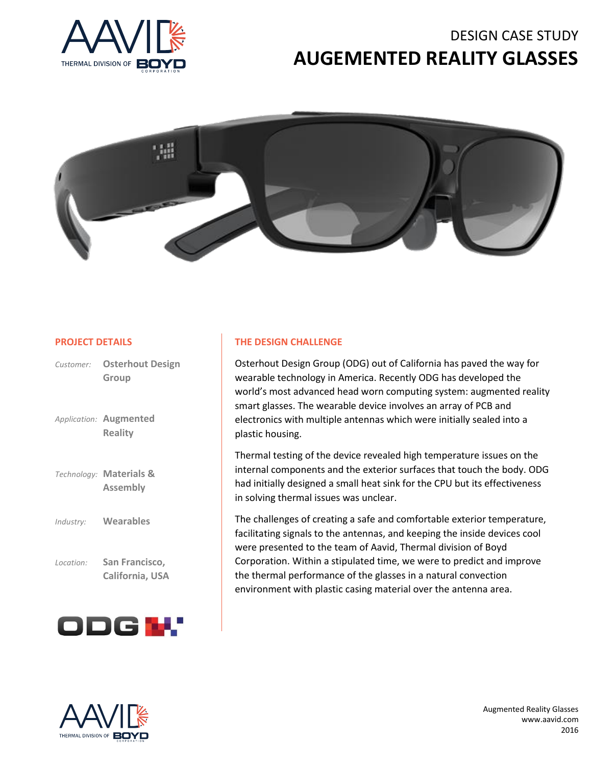DESIGN CASE STUDY

# AUGEMENTED REALITY GLASSES

## PROJECT DETAILS

*Customer:* **Osterhout Design Group**

*Application:* **Augmented Reality**

*Technology:* **Materials & Assembly**

*Industry:* **Wearables**

*Location:* **San Francisco, California, USA**

## THE DESIGN CHALLENGE

Osterhout Design Group (ODG) out of California has paved the way for wearable technology in America. Recently ODG has developed the world's most advanced head worn computing system: augmented reality smart glasses. The wearable device involves an array of PCB and electronics with multiple antennas which were initially sealed into a plastic housing.

Thermal testing of the device revealed high temperature issues on the internal components and the exterior surfaces that touch the body. ODG had initially designed a small heat sink for the CPU but its effectiveness in solving thermal issues was unclear.

The challenges of creating a safe and comfortable exterior temperature, facilitating signals to the antennas, and keeping the inside devices cool were presented to the team of Aavid, Thermal division of Boyd Corporation. Within a stipulated time, we were to predict and improve the thermal performance of the glasses in a natural convection environment with plastic casing material over the antenna area.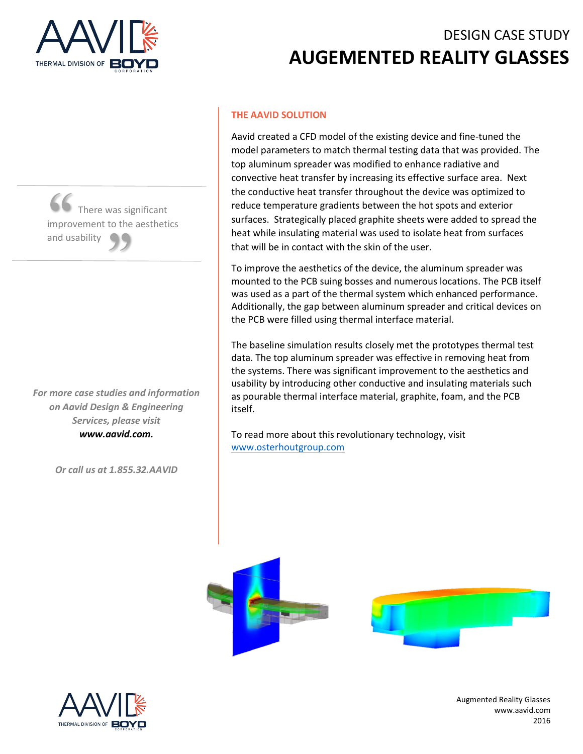# DESIGN CASE STUDY
# AUGEMENTED REALITY GLASSES

> There was significant improvement to the aesthetics and usability

*For more case studies and information on Aavid Design & Engineering Services, please visit* ***www.aavid.com.***

*Or call us at 1.855.32.AAVID*

## THE AAVID SOLUTION

Aavid created a CFD model of the existing device and fine-tuned the model parameters to match thermal testing data that was provided. The top aluminum spreader was modified to enhance radiative and convective heat transfer by increasing its effective surface area. Next the conductive heat transfer throughout the device was optimized to reduce temperature gradients between the hot spots and exterior surfaces. Strategically placed graphite sheets were added to spread the heat while insulating material was used to isolate heat from surfaces that will be in contact with the skin of the user.

To improve the aesthetics of the device, the aluminum spreader was mounted to the PCB suing bosses and numerous locations. The PCB itself was used as a part of the thermal system which enhanced performance. Additionally, the gap between aluminum spreader and critical devices on the PCB were filled using thermal interface material.

The baseline simulation results closely met the prototypes thermal test data. The top aluminum spreader was effective in removing heat from the systems. There was significant improvement to the aesthetics and usability by introducing other conductive and insulating materials such as pourable thermal interface material, graphite, foam, and the PCB itself.

To read more about this revolutionary technology, visit [www.osterhoutgroup.com](http://www.osterhoutgroup.com)